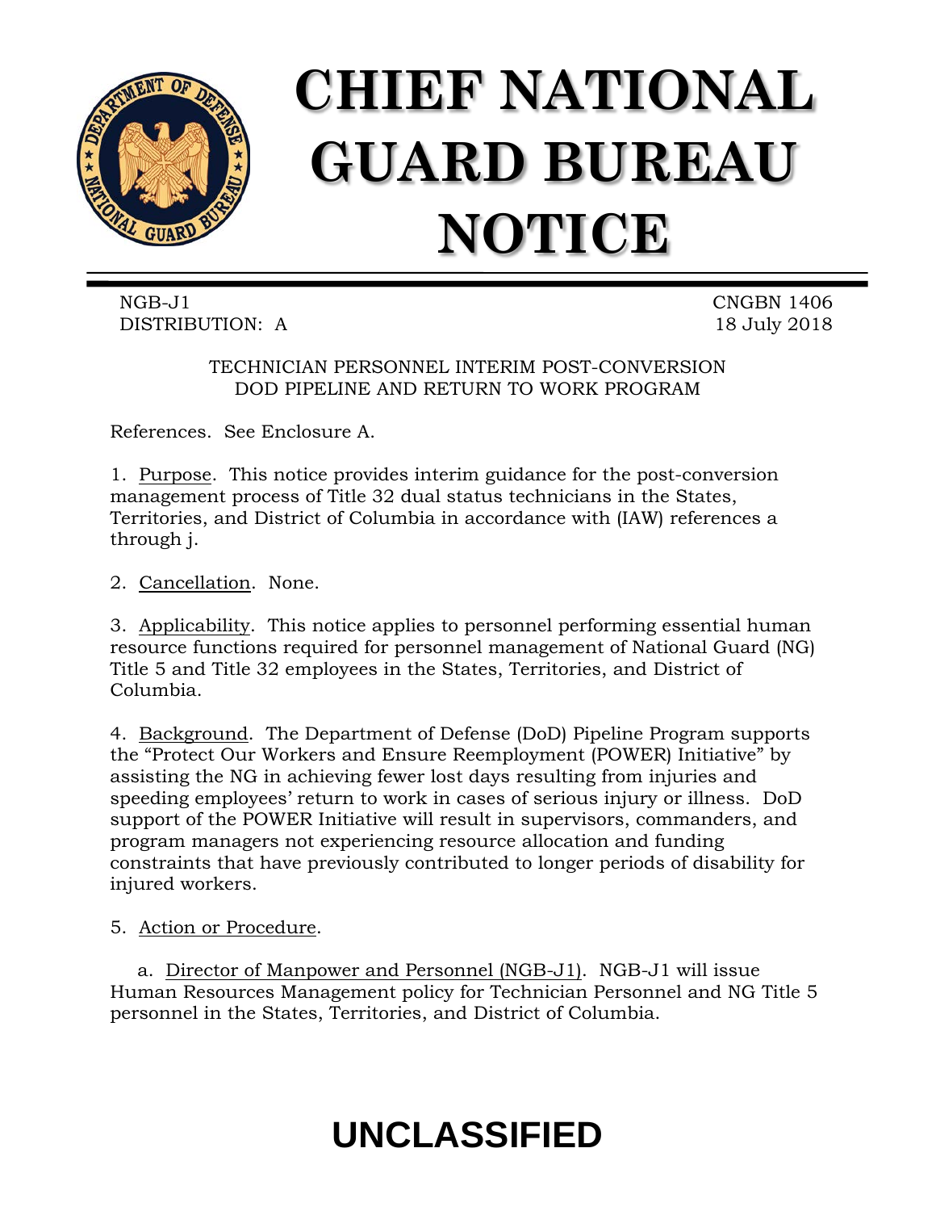# CHIEF NATIONAL GUARD BUREAU NOTICE

NGB-J1
DISTRIBUTION: A

CNGBN 1406
18 July 2018

TECHNICIAN PERSONNEL INTERIM POST-CONVERSION
DOD PIPELINE AND RETURN TO WORK PROGRAM

References. See Enclosure A.

1. Purpose. This notice provides interim guidance for the post-conversion management process of Title 32 dual status technicians in the States, Territories, and District of Columbia in accordance with (IAW) references a through j.

2. Cancellation. None.

3. Applicability. This notice applies to personnel performing essential human resource functions required for personnel management of National Guard (NG) Title 5 and Title 32 employees in the States, Territories, and District of Columbia.

4. Background. The Department of Defense (DoD) Pipeline Program supports the "Protect Our Workers and Ensure Reemployment (POWER) Initiative" by assisting the NG in achieving fewer lost days resulting from injuries and speeding employees' return to work in cases of serious injury or illness. DoD support of the POWER Initiative will result in supervisors, commanders, and program managers not experiencing resource allocation and funding constraints that have previously contributed to longer periods of disability for injured workers.

5. Action or Procedure.

a. Director of Manpower and Personnel (NGB-J1). NGB-J1 will issue Human Resources Management policy for Technician Personnel and NG Title 5 personnel in the States, Territories, and District of Columbia.

UNCLASSIFIED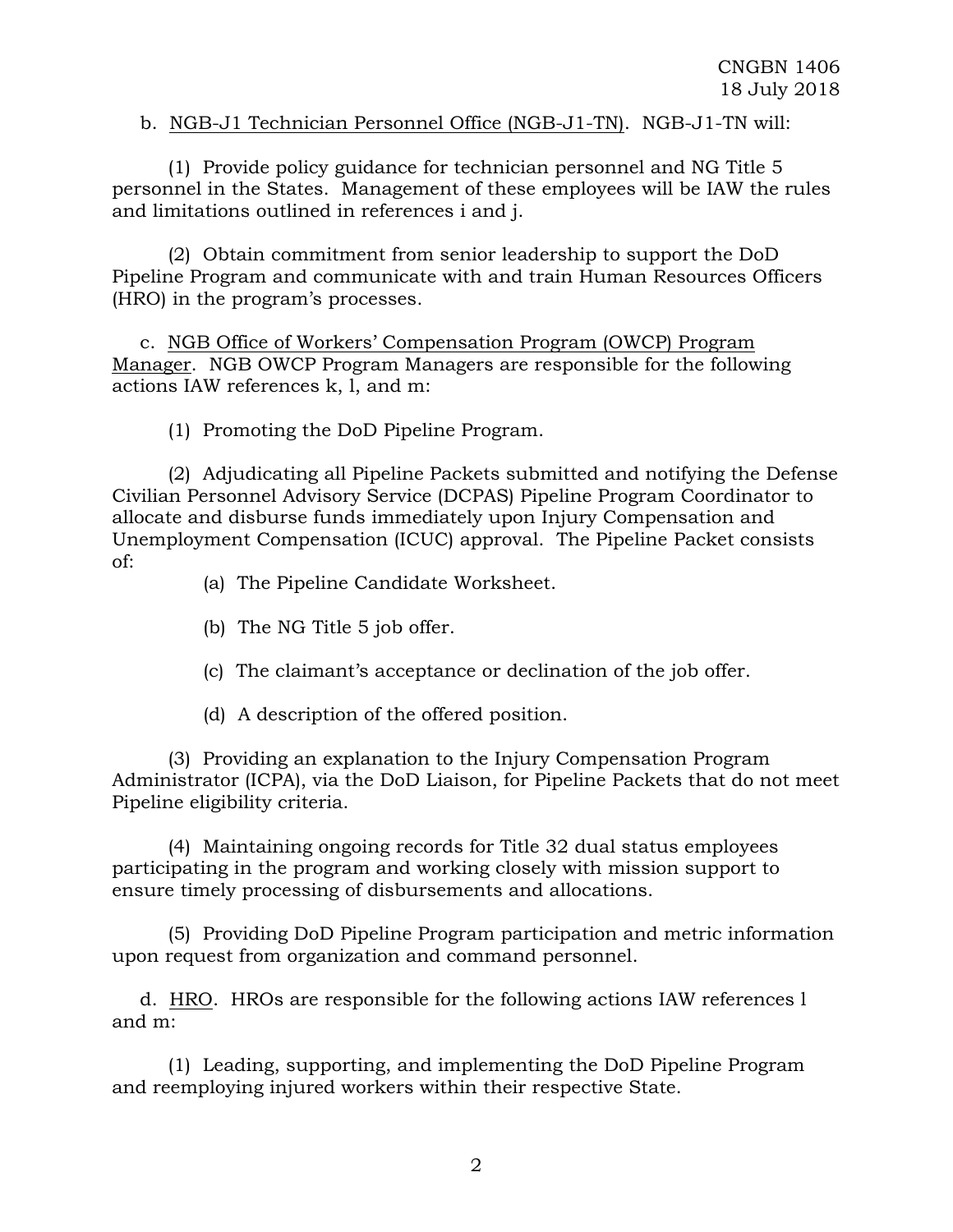b. <u>NGB-J1 Technician Personnel Office (NGB-J1-TN)</u>. NGB-J1-TN will:

(1) Provide policy guidance for technician personnel and NG Title 5 personnel in the States. Management of these employees will be IAW the rules and limitations outlined in references i and j.

(2) Obtain commitment from senior leadership to support the DoD Pipeline Program and communicate with and train Human Resources Officers (HRO) in the program's processes.

c. <u>NGB Office of Workers' Compensation Program (OWCP) Program Manager</u>. NGB OWCP Program Managers are responsible for the following actions IAW references k, l, and m:

(1) Promoting the DoD Pipeline Program.

(2) Adjudicating all Pipeline Packets submitted and notifying the Defense Civilian Personnel Advisory Service (DCPAS) Pipeline Program Coordinator to allocate and disburse funds immediately upon Injury Compensation and Unemployment Compensation (ICUC) approval. The Pipeline Packet consists of:

(a) The Pipeline Candidate Worksheet.

(b) The NG Title 5 job offer.

(c) The claimant's acceptance or declination of the job offer.

(d) A description of the offered position.

(3) Providing an explanation to the Injury Compensation Program Administrator (ICPA), via the DoD Liaison, for Pipeline Packets that do not meet Pipeline eligibility criteria.

(4) Maintaining ongoing records for Title 32 dual status employees participating in the program and working closely with mission support to ensure timely processing of disbursements and allocations.

(5) Providing DoD Pipeline Program participation and metric information upon request from organization and command personnel.

d. <u>HRO</u>. HROs are responsible for the following actions IAW references l and m:

(1) Leading, supporting, and implementing the DoD Pipeline Program and reemploying injured workers within their respective State.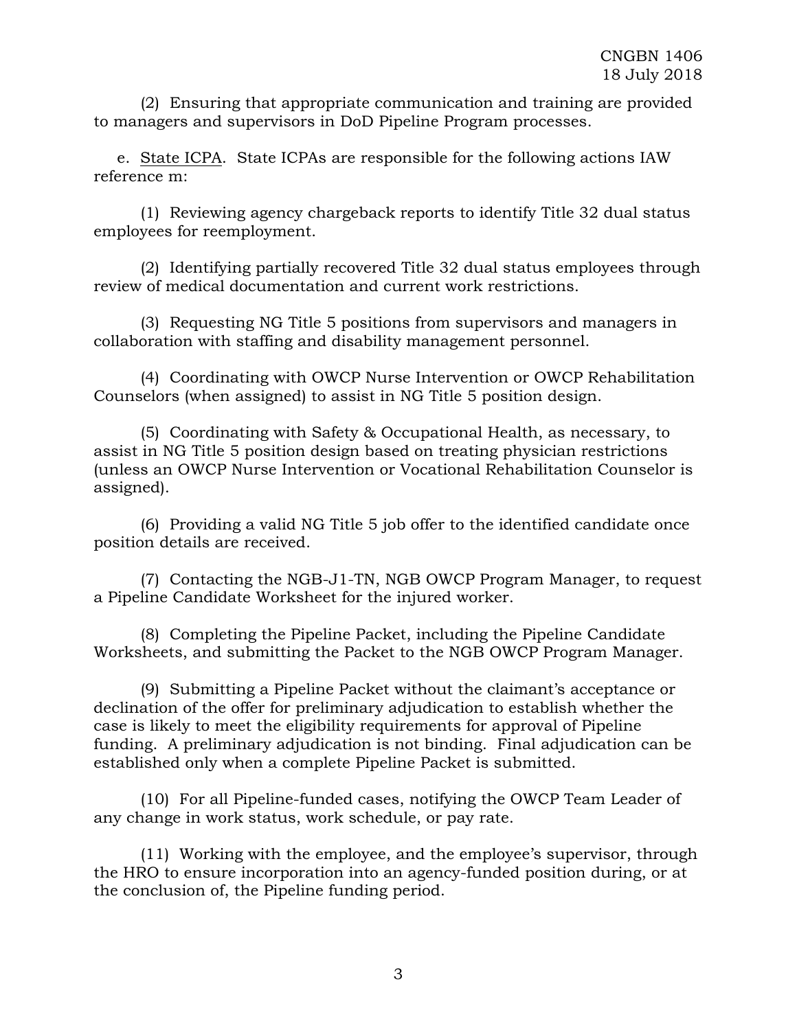(2) Ensuring that appropriate communication and training are provided to managers and supervisors in DoD Pipeline Program processes.

e. <u>State ICPA</u>. State ICPAs are responsible for the following actions IAW reference m:

(1) Reviewing agency chargeback reports to identify Title 32 dual status employees for reemployment.

(2) Identifying partially recovered Title 32 dual status employees through review of medical documentation and current work restrictions.

(3) Requesting NG Title 5 positions from supervisors and managers in collaboration with staffing and disability management personnel.

(4) Coordinating with OWCP Nurse Intervention or OWCP Rehabilitation Counselors (when assigned) to assist in NG Title 5 position design.

(5) Coordinating with Safety & Occupational Health, as necessary, to assist in NG Title 5 position design based on treating physician restrictions (unless an OWCP Nurse Intervention or Vocational Rehabilitation Counselor is assigned).

(6) Providing a valid NG Title 5 job offer to the identified candidate once position details are received.

(7) Contacting the NGB-J1-TN, NGB OWCP Program Manager, to request a Pipeline Candidate Worksheet for the injured worker.

(8) Completing the Pipeline Packet, including the Pipeline Candidate Worksheets, and submitting the Packet to the NGB OWCP Program Manager.

(9) Submitting a Pipeline Packet without the claimant's acceptance or declination of the offer for preliminary adjudication to establish whether the case is likely to meet the eligibility requirements for approval of Pipeline funding. A preliminary adjudication is not binding. Final adjudication can be established only when a complete Pipeline Packet is submitted.

(10) For all Pipeline-funded cases, notifying the OWCP Team Leader of any change in work status, work schedule, or pay rate.

(11) Working with the employee, and the employee's supervisor, through the HRO to ensure incorporation into an agency-funded position during, or at the conclusion of, the Pipeline funding period.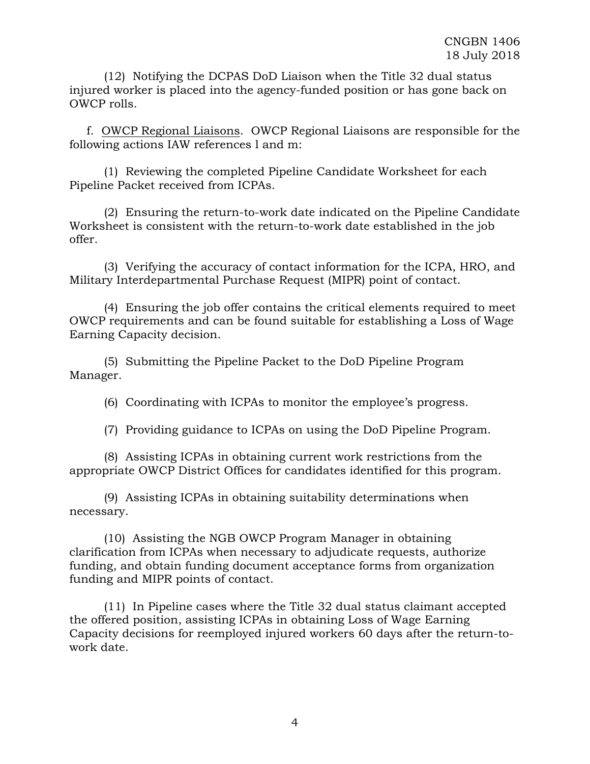(12) Notifying the DCPAS DoD Liaison when the Title 32 dual status injured worker is placed into the agency-funded position or has gone back on OWCP rolls.

f. OWCP Regional Liaisons. OWCP Regional Liaisons are responsible for the following actions IAW references l and m:

(1) Reviewing the completed Pipeline Candidate Worksheet for each Pipeline Packet received from ICPAs.

(2) Ensuring the return-to-work date indicated on the Pipeline Candidate Worksheet is consistent with the return-to-work date established in the job offer.

(3) Verifying the accuracy of contact information for the ICPA, HRO, and Military Interdepartmental Purchase Request (MIPR) point of contact.

(4) Ensuring the job offer contains the critical elements required to meet OWCP requirements and can be found suitable for establishing a Loss of Wage Earning Capacity decision.

(5) Submitting the Pipeline Packet to the DoD Pipeline Program Manager.

(6) Coordinating with ICPAs to monitor the employee's progress.

(7) Providing guidance to ICPAs on using the DoD Pipeline Program.

(8) Assisting ICPAs in obtaining current work restrictions from the appropriate OWCP District Offices for candidates identified for this program.

(9) Assisting ICPAs in obtaining suitability determinations when necessary.

(10) Assisting the NGB OWCP Program Manager in obtaining clarification from ICPAs when necessary to adjudicate requests, authorize funding, and obtain funding document acceptance forms from organization funding and MIPR points of contact.

(11) In Pipeline cases where the Title 32 dual status claimant accepted the offered position, assisting ICPAs in obtaining Loss of Wage Earning Capacity decisions for reemployed injured workers 60 days after the return-to-work date.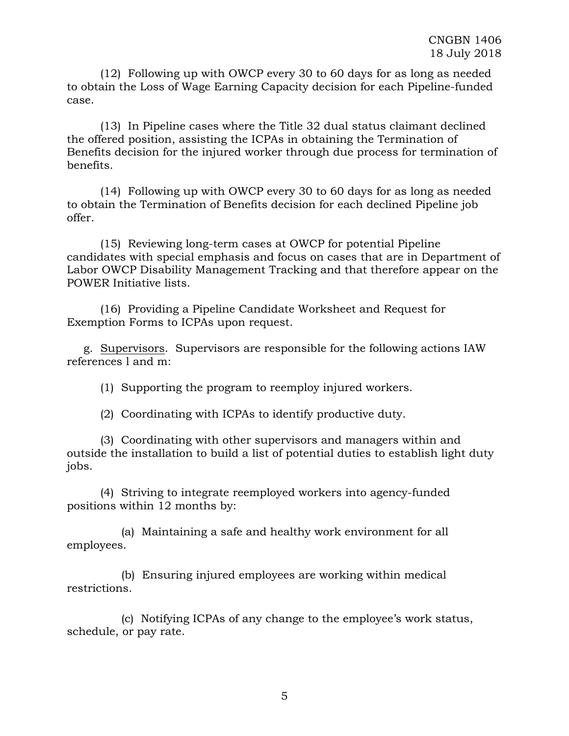(12) Following up with OWCP every 30 to 60 days for as long as needed to obtain the Loss of Wage Earning Capacity decision for each Pipeline-funded case.

(13) In Pipeline cases where the Title 32 dual status claimant declined the offered position, assisting the ICPAs in obtaining the Termination of Benefits decision for the injured worker through due process for termination of benefits.

(14) Following up with OWCP every 30 to 60 days for as long as needed to obtain the Termination of Benefits decision for each declined Pipeline job offer.

(15) Reviewing long-term cases at OWCP for potential Pipeline candidates with special emphasis and focus on cases that are in Department of Labor OWCP Disability Management Tracking and that therefore appear on the POWER Initiative lists.

(16) Providing a Pipeline Candidate Worksheet and Request for Exemption Forms to ICPAs upon request.

g. <u>Supervisors</u>. Supervisors are responsible for the following actions IAW references l and m:

(1) Supporting the program to reemploy injured workers.

(2) Coordinating with ICPAs to identify productive duty.

(3) Coordinating with other supervisors and managers within and outside the installation to build a list of potential duties to establish light duty jobs.

(4) Striving to integrate reemployed workers into agency-funded positions within 12 months by:

(a) Maintaining a safe and healthy work environment for all employees.

(b) Ensuring injured employees are working within medical restrictions.

(c) Notifying ICPAs of any change to the employee's work status, schedule, or pay rate.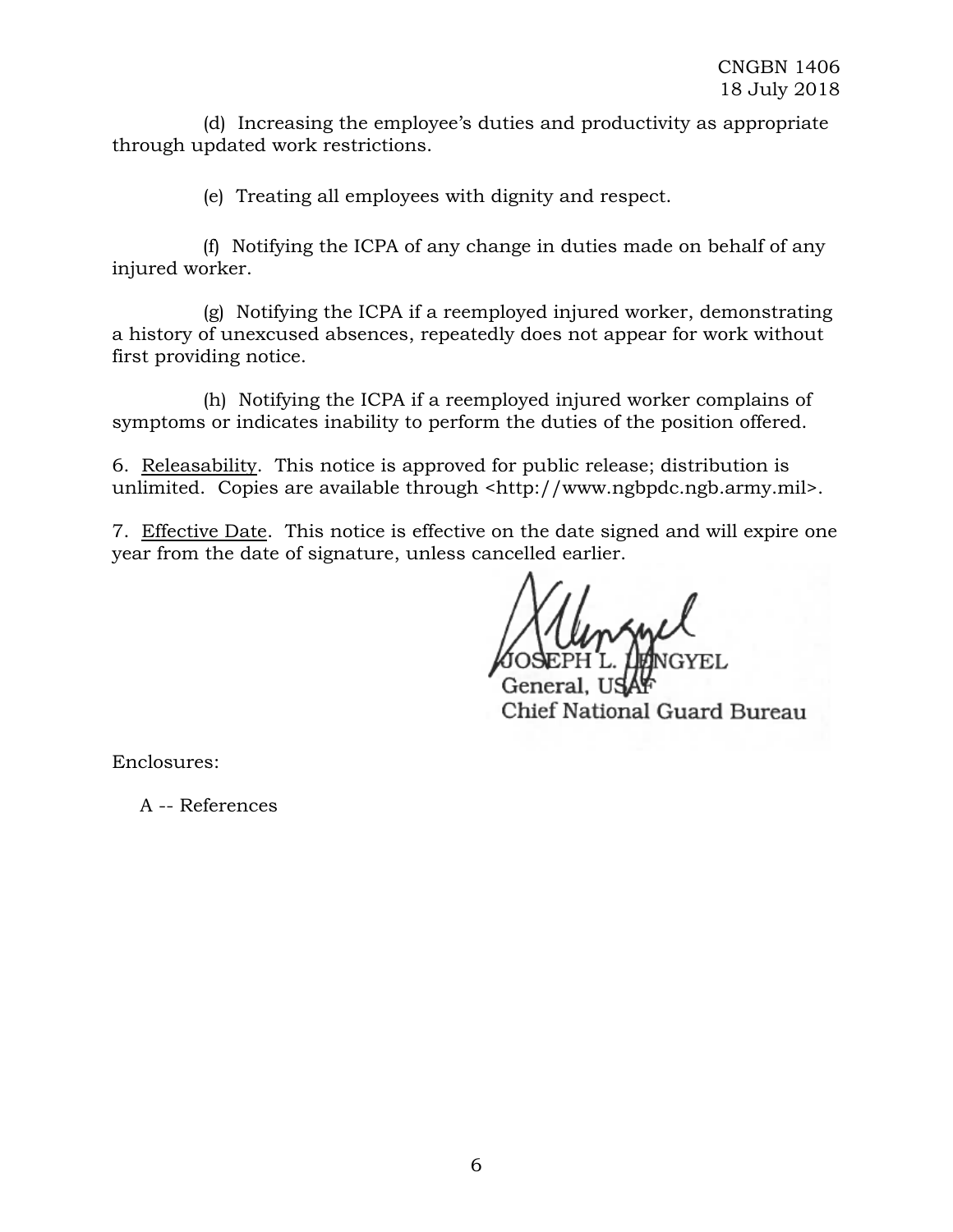(d) Increasing the employee's duties and productivity as appropriate through updated work restrictions.

(e) Treating all employees with dignity and respect.

(f) Notifying the ICPA of any change in duties made on behalf of any injured worker.

(g) Notifying the ICPA if a reemployed injured worker, demonstrating a history of unexcused absences, repeatedly does not appear for work without first providing notice.

(h) Notifying the ICPA if a reemployed injured worker complains of symptoms or indicates inability to perform the duties of the position offered.

6. Releasability. This notice is approved for public release; distribution is unlimited. Copies are available through <http://www.ngbpdc.ngb.army.mil>.

7. Effective Date. This notice is effective on the date signed and will expire one year from the date of signature, unless cancelled earlier.

JOSEPH L. LENGYEL
General, USAF
Chief National Guard Bureau

Enclosures:

A -- References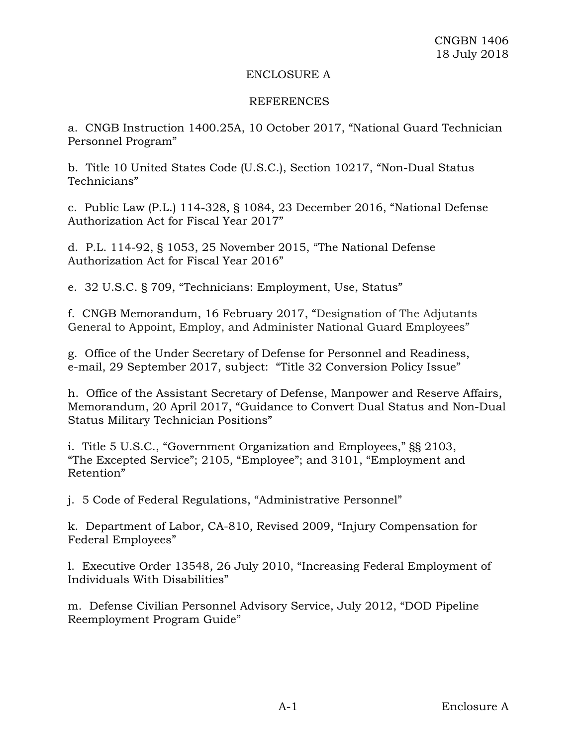## ENCLOSURE A

## REFERENCES

a. CNGB Instruction 1400.25A, 10 October 2017, "National Guard Technician Personnel Program"

b. Title 10 United States Code (U.S.C.), Section 10217, "Non-Dual Status Technicians"

c. Public Law (P.L.) 114-328, § 1084, 23 December 2016, "National Defense Authorization Act for Fiscal Year 2017"

d. P.L. 114-92, § 1053, 25 November 2015, "The National Defense Authorization Act for Fiscal Year 2016"

e. 32 U.S.C. § 709, "Technicians: Employment, Use, Status"

f. CNGB Memorandum, 16 February 2017, "Designation of The Adjutants General to Appoint, Employ, and Administer National Guard Employees"

g. Office of the Under Secretary of Defense for Personnel and Readiness, e-mail, 29 September 2017, subject: "Title 32 Conversion Policy Issue"

h. Office of the Assistant Secretary of Defense, Manpower and Reserve Affairs, Memorandum, 20 April 2017, "Guidance to Convert Dual Status and Non-Dual Status Military Technician Positions"

i. Title 5 U.S.C., "Government Organization and Employees," §§ 2103, "The Excepted Service"; 2105, "Employee"; and 3101, "Employment and Retention"

j. 5 Code of Federal Regulations, "Administrative Personnel"

k. Department of Labor, CA-810, Revised 2009, "Injury Compensation for Federal Employees"

l. Executive Order 13548, 26 July 2010, "Increasing Federal Employment of Individuals With Disabilities"

m. Defense Civilian Personnel Advisory Service, July 2012, "DOD Pipeline Reemployment Program Guide"